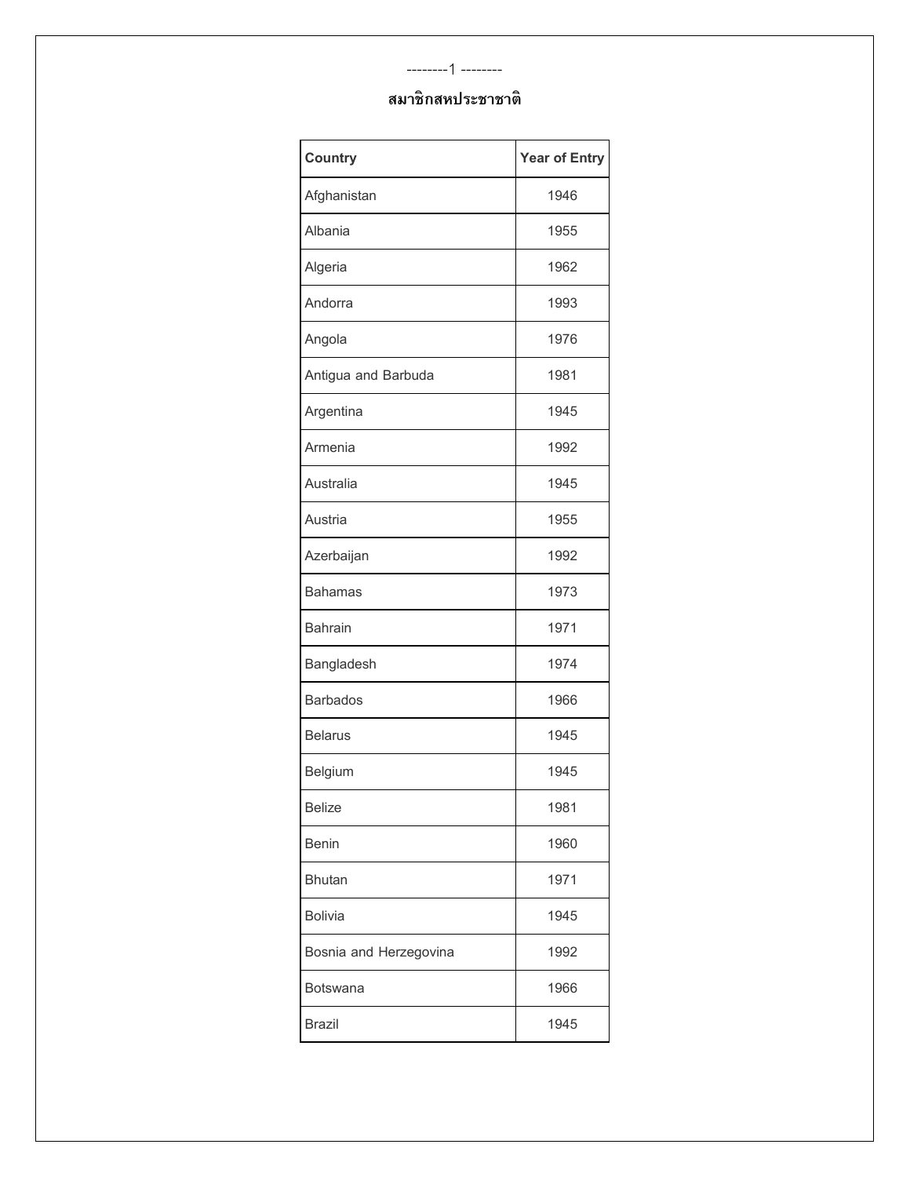## สมาชิกสหประชาชาติ

| Country | Year of Entry |
|---|---|
| Afghanistan | 1946 |
| Albania | 1955 |
| Algeria | 1962 |
| Andorra | 1993 |
| Angola | 1976 |
| Antigua and Barbuda | 1981 |
| Argentina | 1945 |
| Armenia | 1992 |
| Australia | 1945 |
| Austria | 1955 |
| Azerbaijan | 1992 |
| Bahamas | 1973 |
| Bahrain | 1971 |
| Bangladesh | 1974 |
| Barbados | 1966 |
| Belarus | 1945 |
| Belgium | 1945 |
| Belize | 1981 |
| Benin | 1960 |
| Bhutan | 1971 |
| Bolivia | 1945 |
| Bosnia and Herzegovina | 1992 |
| Botswana | 1966 |
| Brazil | 1945 |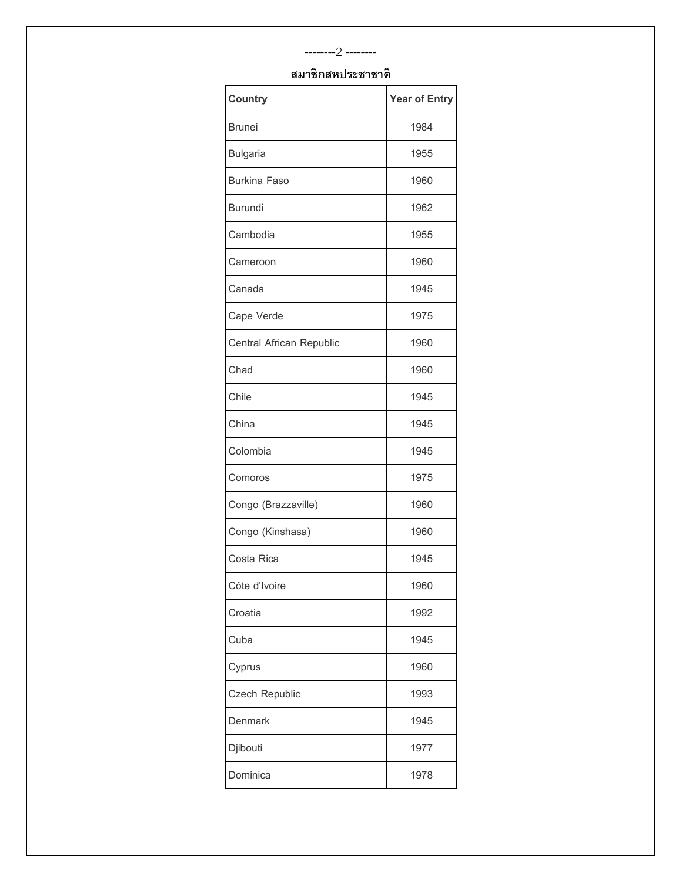**สมาชิกสหประชาชาติ**

| Country | Year of Entry |
| --- | --- |
| Brunei | 1984 |
| Bulgaria | 1955 |
| Burkina Faso | 1960 |
| Burundi | 1962 |
| Cambodia | 1955 |
| Cameroon | 1960 |
| Canada | 1945 |
| Cape Verde | 1975 |
| Central African Republic | 1960 |
| Chad | 1960 |
| Chile | 1945 |
| China | 1945 |
| Colombia | 1945 |
| Comoros | 1975 |
| Congo (Brazzaville) | 1960 |
| Congo (Kinshasa) | 1960 |
| Costa Rica | 1945 |
| Côte d'Ivoire | 1960 |
| Croatia | 1992 |
| Cuba | 1945 |
| Cyprus | 1960 |
| Czech Republic | 1993 |
| Denmark | 1945 |
| Djibouti | 1977 |
| Dominica | 1978 |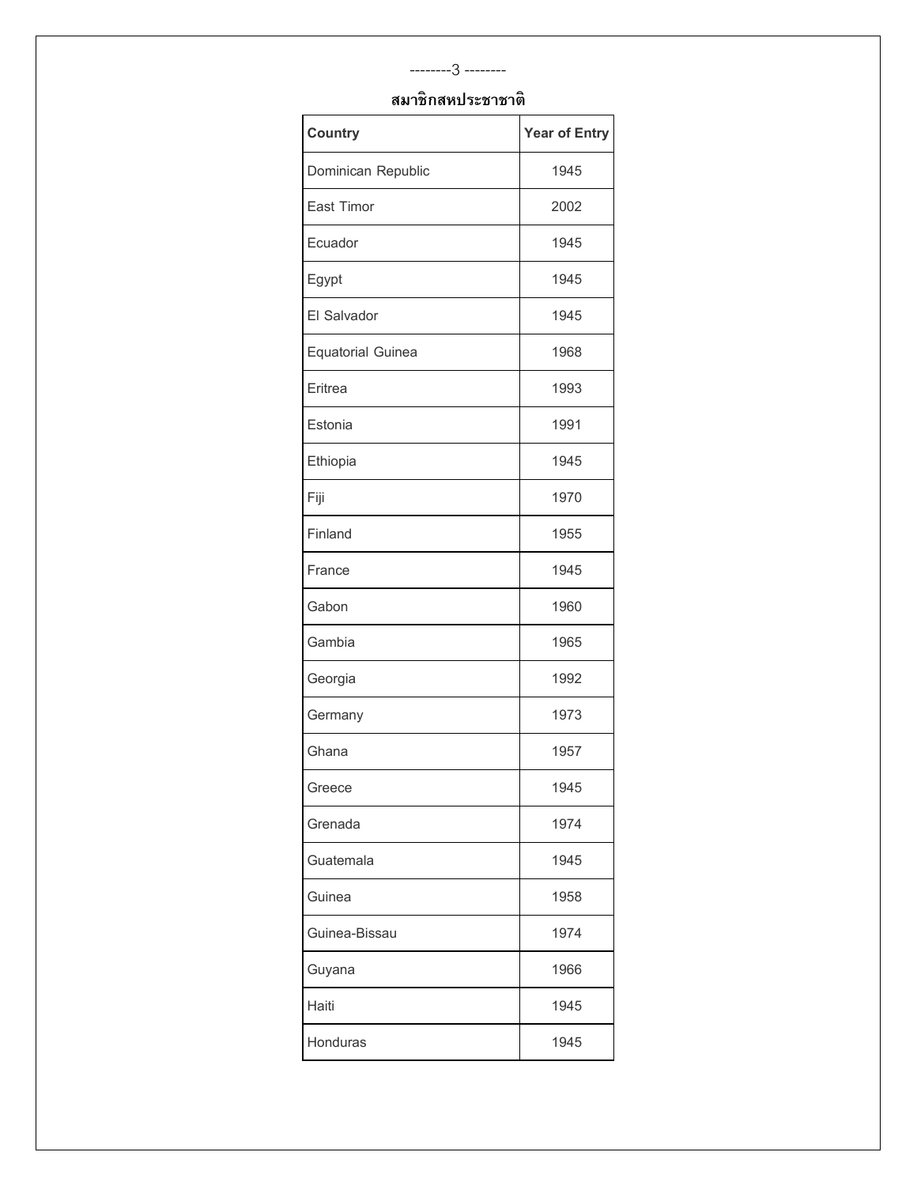**สมาชิกสหประชาชาติ**

| Country | Year of Entry |
|---|---|
| Dominican Republic | 1945 |
| East Timor | 2002 |
| Ecuador | 1945 |
| Egypt | 1945 |
| El Salvador | 1945 |
| Equatorial Guinea | 1968 |
| Eritrea | 1993 |
| Estonia | 1991 |
| Ethiopia | 1945 |
| Fiji | 1970 |
| Finland | 1955 |
| France | 1945 |
| Gabon | 1960 |
| Gambia | 1965 |
| Georgia | 1992 |
| Germany | 1973 |
| Ghana | 1957 |
| Greece | 1945 |
| Grenada | 1974 |
| Guatemala | 1945 |
| Guinea | 1958 |
| Guinea-Bissau | 1974 |
| Guyana | 1966 |
| Haiti | 1945 |
| Honduras | 1945 |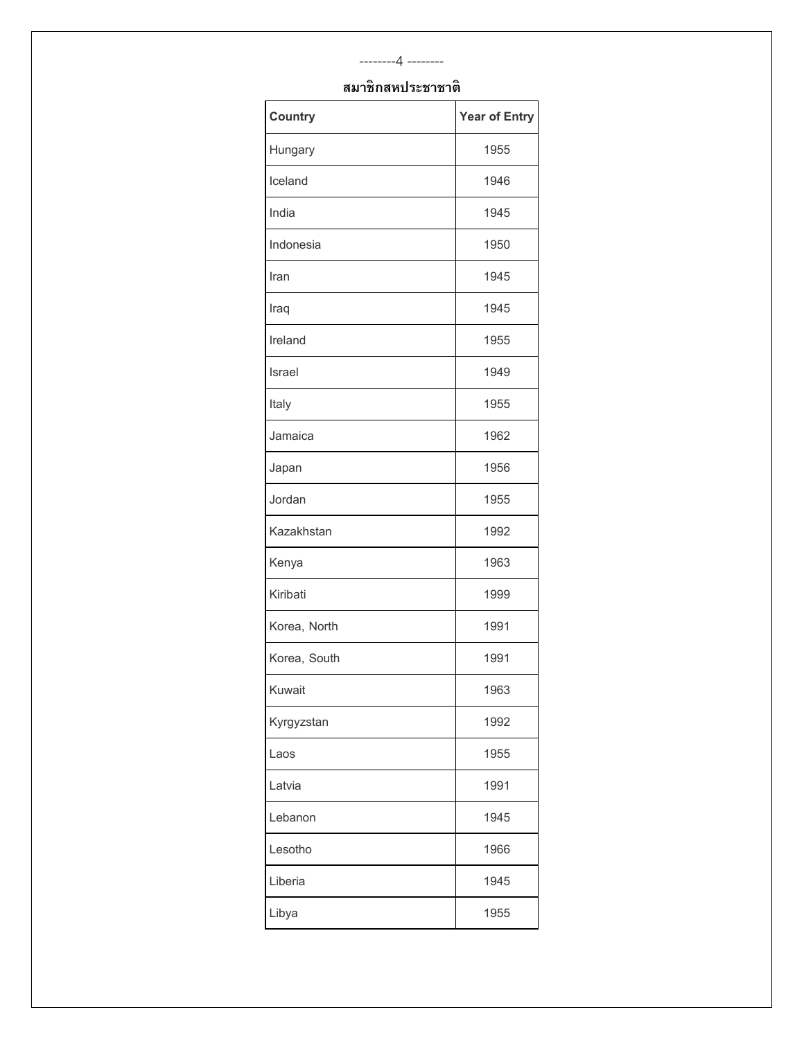## สมาชิกสหประชาชาติ

| Country | Year of Entry |
| --- | --- |
| Hungary | 1955 |
| Iceland | 1946 |
| India | 1945 |
| Indonesia | 1950 |
| Iran | 1945 |
| Iraq | 1945 |
| Ireland | 1955 |
| Israel | 1949 |
| Italy | 1955 |
| Jamaica | 1962 |
| Japan | 1956 |
| Jordan | 1955 |
| Kazakhstan | 1992 |
| Kenya | 1963 |
| Kiribati | 1999 |
| Korea, North | 1991 |
| Korea, South | 1991 |
| Kuwait | 1963 |
| Kyrgyzstan | 1992 |
| Laos | 1955 |
| Latvia | 1991 |
| Lebanon | 1945 |
| Lesotho | 1966 |
| Liberia | 1945 |
| Libya | 1955 |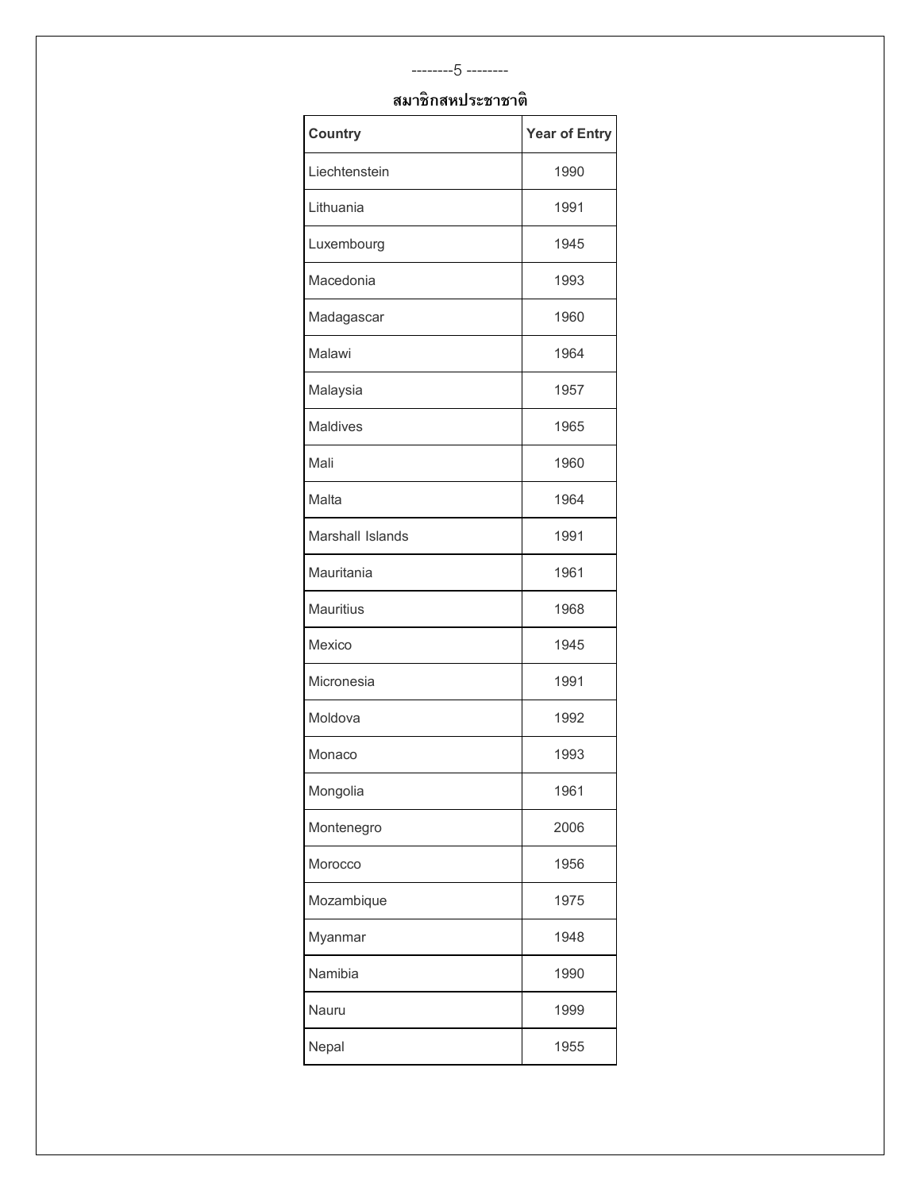## สมาชิกสหประชาชาติ

| Country | Year of Entry |
|---|---|
| Liechtenstein | 1990 |
| Lithuania | 1991 |
| Luxembourg | 1945 |
| Macedonia | 1993 |
| Madagascar | 1960 |
| Malawi | 1964 |
| Malaysia | 1957 |
| Maldives | 1965 |
| Mali | 1960 |
| Malta | 1964 |
| Marshall Islands | 1991 |
| Mauritania | 1961 |
| Mauritius | 1968 |
| Mexico | 1945 |
| Micronesia | 1991 |
| Moldova | 1992 |
| Monaco | 1993 |
| Mongolia | 1961 |
| Montenegro | 2006 |
| Morocco | 1956 |
| Mozambique | 1975 |
| Myanmar | 1948 |
| Namibia | 1990 |
| Nauru | 1999 |
| Nepal | 1955 |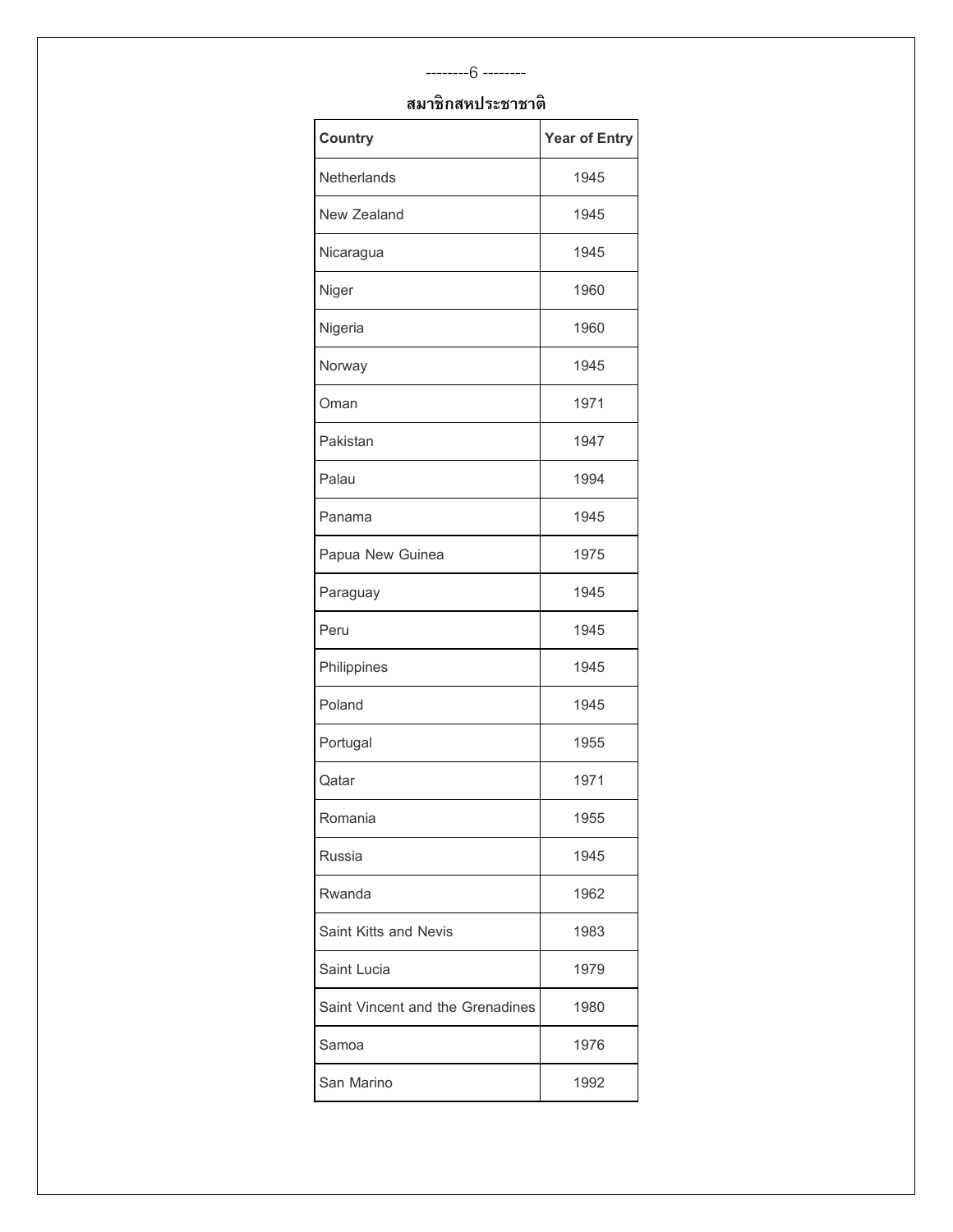## สมาชิกสหประชาชาติ

| Country | Year of Entry |
| --- | --- |
| Netherlands | 1945 |
| New Zealand | 1945 |
| Nicaragua | 1945 |
| Niger | 1960 |
| Nigeria | 1960 |
| Norway | 1945 |
| Oman | 1971 |
| Pakistan | 1947 |
| Palau | 1994 |
| Panama | 1945 |
| Papua New Guinea | 1975 |
| Paraguay | 1945 |
| Peru | 1945 |
| Philippines | 1945 |
| Poland | 1945 |
| Portugal | 1955 |
| Qatar | 1971 |
| Romania | 1955 |
| Russia | 1945 |
| Rwanda | 1962 |
| Saint Kitts and Nevis | 1983 |
| Saint Lucia | 1979 |
| Saint Vincent and the Grenadines | 1980 |
| Samoa | 1976 |
| San Marino | 1992 |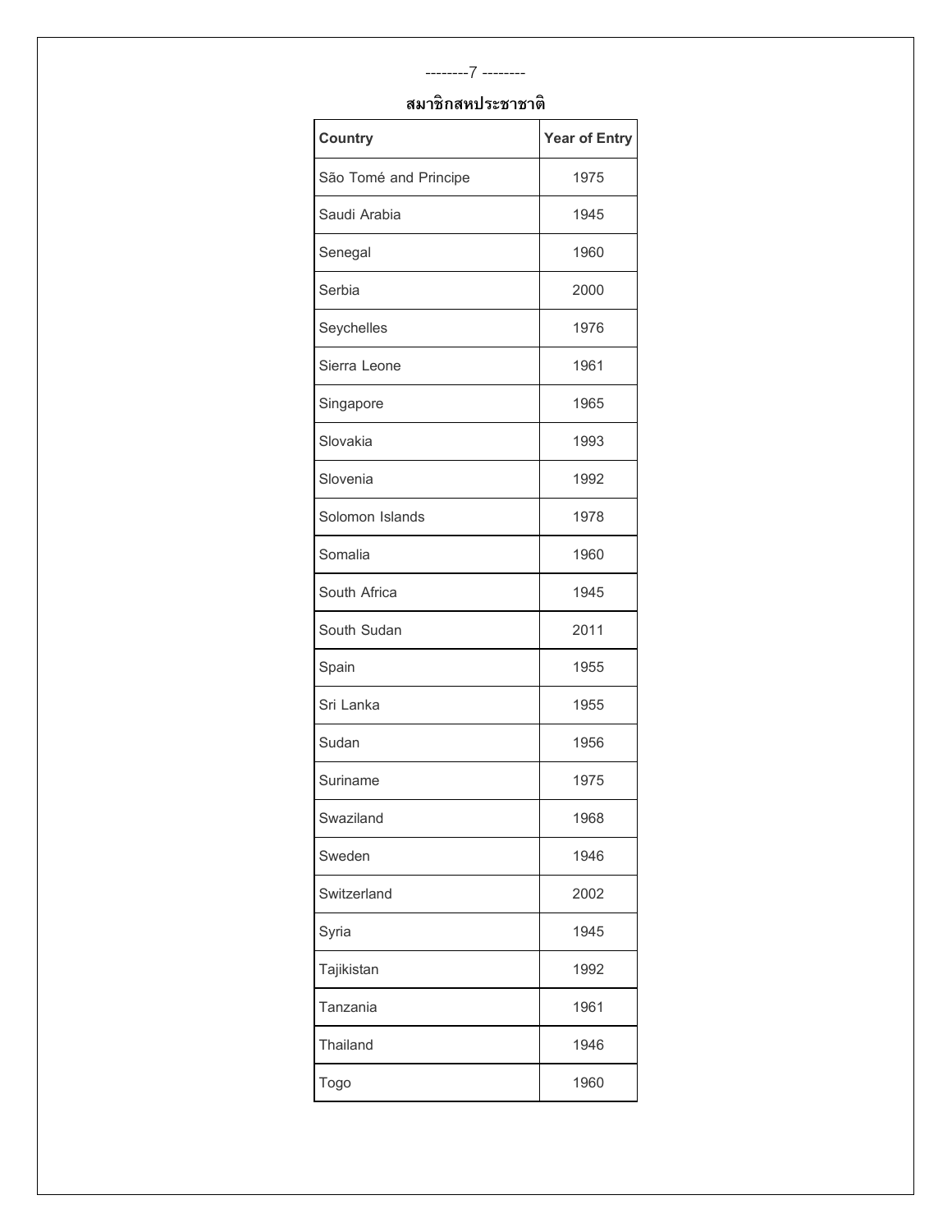## สมาชิกสหประชาชาติ

| Country | Year of Entry |
| --- | --- |
| São Tomé and Principe | 1975 |
| Saudi Arabia | 1945 |
| Senegal | 1960 |
| Serbia | 2000 |
| Seychelles | 1976 |
| Sierra Leone | 1961 |
| Singapore | 1965 |
| Slovakia | 1993 |
| Slovenia | 1992 |
| Solomon Islands | 1978 |
| Somalia | 1960 |
| South Africa | 1945 |
| South Sudan | 2011 |
| Spain | 1955 |
| Sri Lanka | 1955 |
| Sudan | 1956 |
| Suriname | 1975 |
| Swaziland | 1968 |
| Sweden | 1946 |
| Switzerland | 2002 |
| Syria | 1945 |
| Tajikistan | 1992 |
| Tanzania | 1961 |
| Thailand | 1946 |
| Togo | 1960 |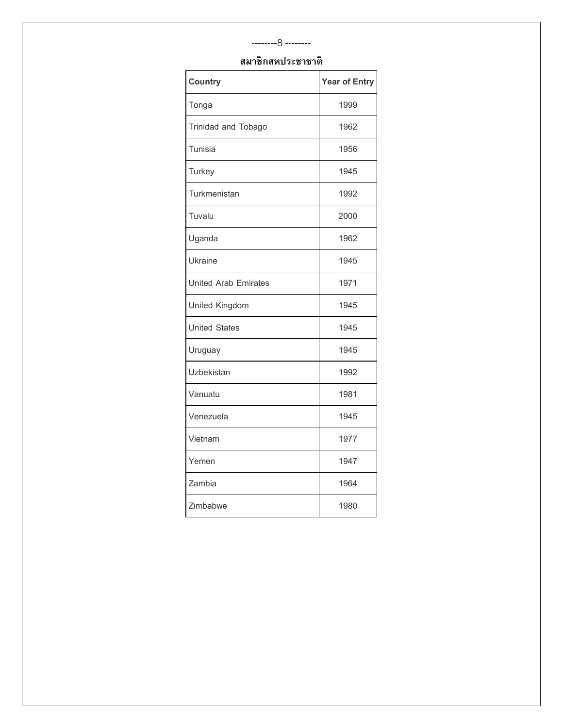**สมาชิกสหประชาชาติ**

| Country | Year of Entry |
|---|---|
| Tonga | 1999 |
| Trinidad and Tobago | 1962 |
| Tunisia | 1956 |
| Turkey | 1945 |
| Turkmenistan | 1992 |
| Tuvalu | 2000 |
| Uganda | 1962 |
| Ukraine | 1945 |
| United Arab Emirates | 1971 |
| United Kingdom | 1945 |
| United States | 1945 |
| Uruguay | 1945 |
| Uzbekistan | 1992 |
| Vanuatu | 1981 |
| Venezuela | 1945 |
| Vietnam | 1977 |
| Yemen | 1947 |
| Zambia | 1964 |
| Zimbabwe | 1980 |